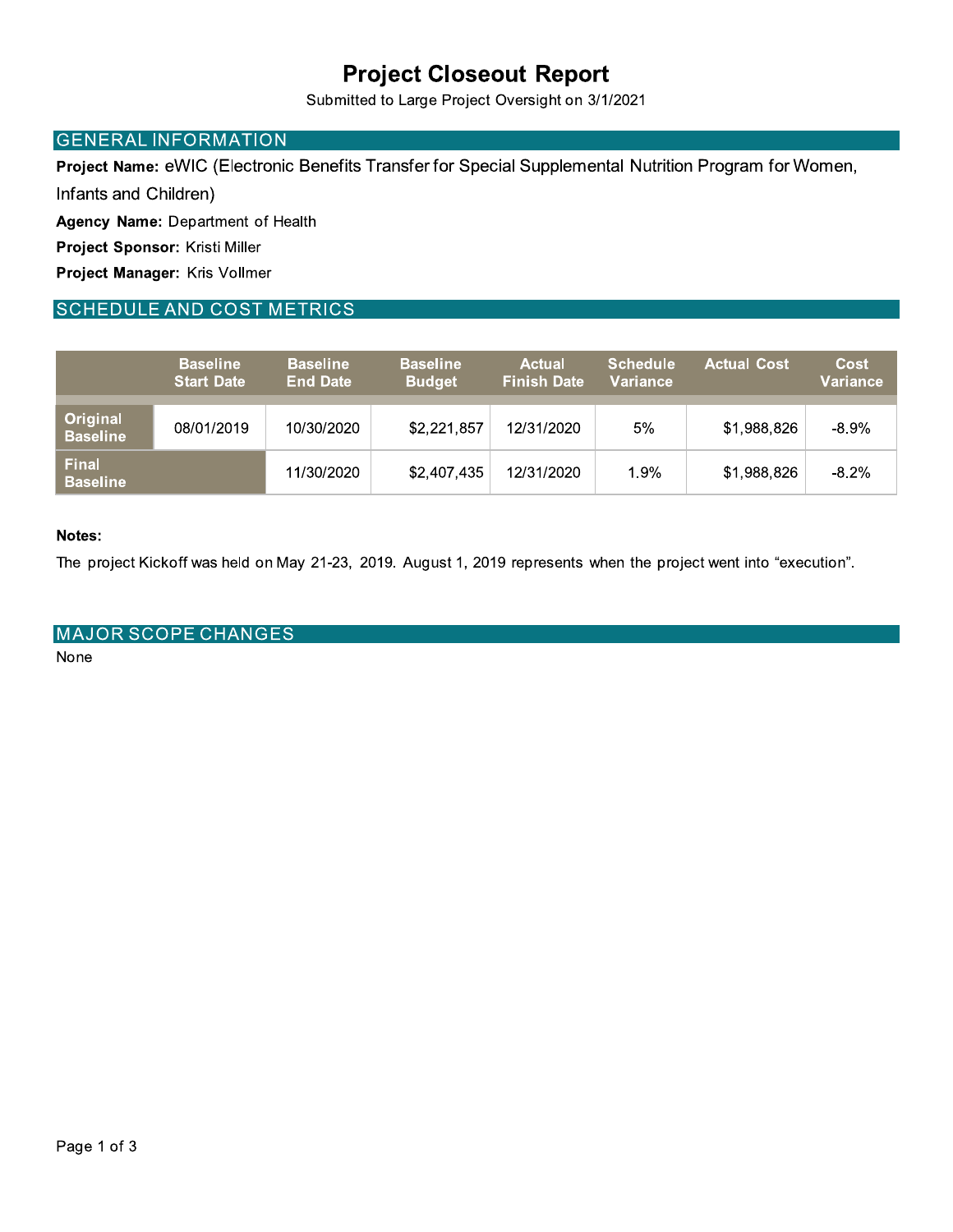# Project Closeout Report

Submitted to Large Project Oversight on 3/1/2021

## GENERAL INFORMATION

**Project Name:** eWIC (Electronic Benefits Transfer for Special Supplemental Nutrition Program for Women, Infants and Children)

**Agency Name:** Department of Health

**Project Sponsor:** Kristi Miller

**Project Manager:** Kris Vollmer

## SCHEDULE AND COST METRICS

| | Baseline Start Date | Baseline End Date | Baseline Budget | Actual Finish Date | Schedule Variance | Actual Cost | Cost Variance |
|---|---|---|---|---|---|---|---|
| **Original Baseline** | 08/01/2019 | 10/30/2020 | $2,221,857 | 12/31/2020 | 5% | $1,988,826 | -8.9% |
| **Final Baseline** | | 11/30/2020 | $2,407,435 | 12/31/2020 | 1.9% | $1,988,826 | -8.2% |

**Notes:**

The project Kickoff was held on May 21-23, 2019. August 1, 2019 represents when the project went into "execution".

## MAJOR SCOPE CHANGES

None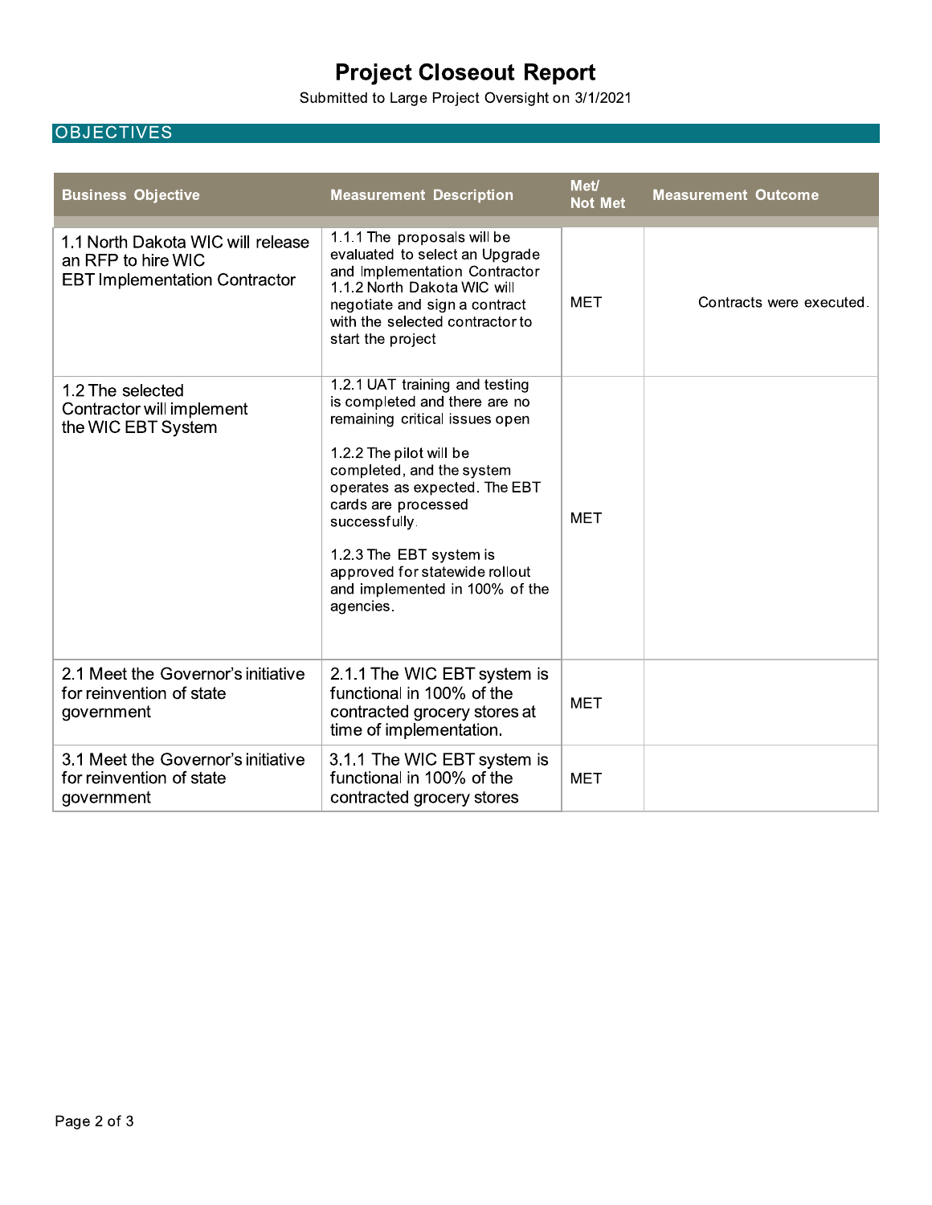# Project Closeout Report

Submitted to Large Project Oversight on 3/1/2021

## OBJECTIVES

| Business Objective | Measurement Description | Met/ Not Met | Measurement Outcome |
|---|---|---|---|
| 1.1 North Dakota WIC will release an RFP to hire WIC EBT Implementation Contractor | 1.1.1 The proposals will be evaluated to select an Upgrade and Implementation Contractor 1.1.2 North Dakota WIC will negotiate and sign a contract with the selected contractor to start the project | MET | Contracts were executed. |
| 1.2 The selected Contractor will implement the WIC EBT System | 1.2.1 UAT training and testing is completed and there are no remaining critical issues open<br><br>1.2.2 The pilot will be completed, and the system operates as expected. The EBT cards are processed successfully.<br><br>1.2.3 The EBT system is approved for statewide rollout and implemented in 100% of the agencies. | MET | |
| 2.1 Meet the Governor's initiative for reinvention of state government | 2.1.1 The WIC EBT system is functional in 100% of the contracted grocery stores at time of implementation. | MET | |
| 3.1 Meet the Governor's initiative for reinvention of state government | 3.1.1 The WIC EBT system is functional in 100% of the contracted grocery stores | MET | |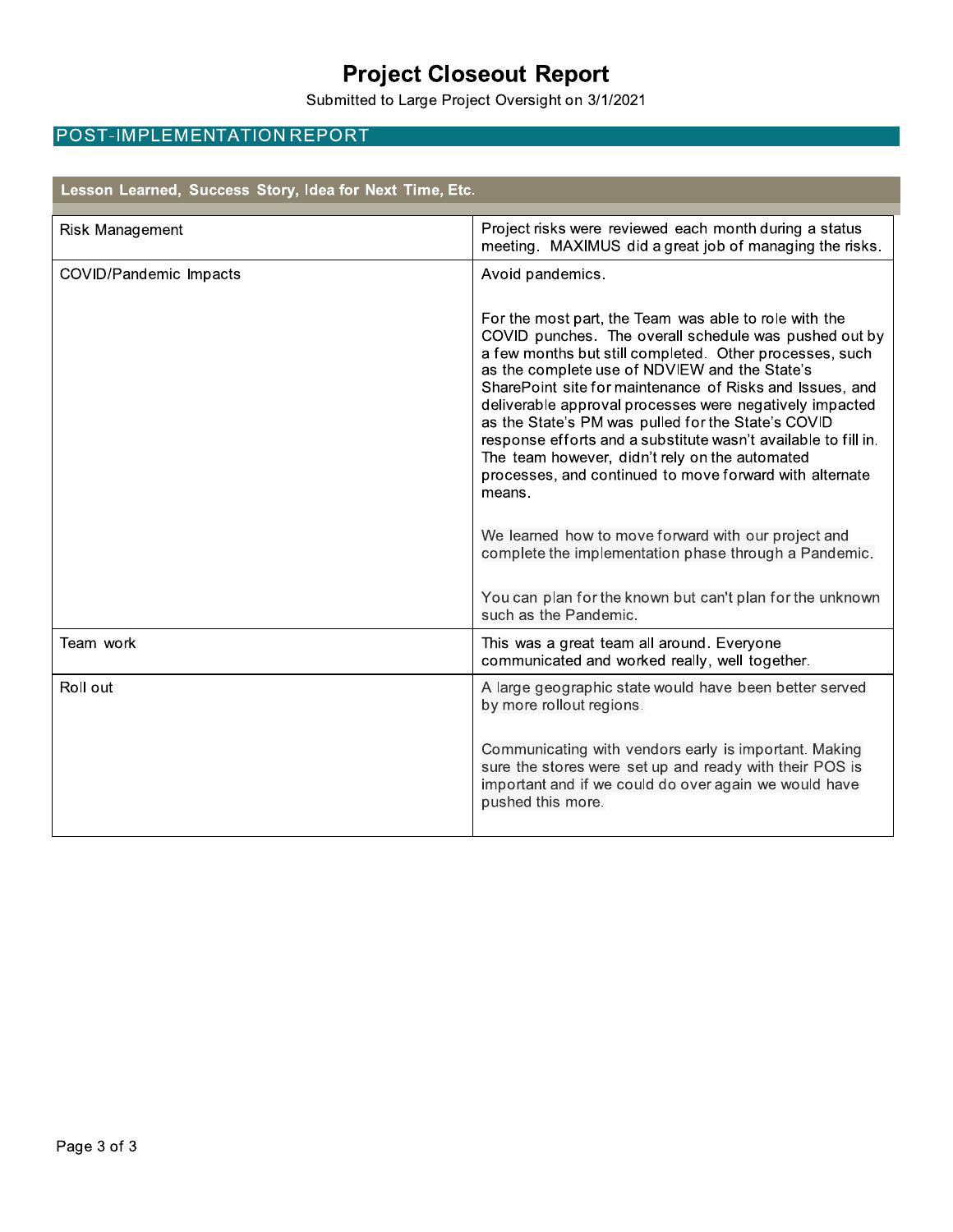# Project Closeout Report

Submitted to Large Project Oversight on 3/1/2021

## POST-IMPLEMENTATION REPORT

| Lesson Learned, Success Story, Idea for Next Time, Etc. | |
|---|---|
| Risk Management | Project risks were reviewed each month during a status meeting. MAXIMUS did a great job of managing the risks. |
| COVID/Pandemic Impacts | Avoid pandemics.<br><br>For the most part, the Team was able to role with the COVID punches. The overall schedule was pushed out by a few months but still completed. Other processes, such as the complete use of NDVIEW and the State's SharePoint site for maintenance of Risks and Issues, and deliverable approval processes were negatively impacted as the State's PM was pulled for the State's COVID response efforts and a substitute wasn't available to fill in. The team however, didn't rely on the automated processes, and continued to move forward with alternate means.<br><br>We learned how to move forward with our project and complete the implementation phase through a Pandemic.<br><br>You can plan for the known but can't plan for the unknown such as the Pandemic. |
| Team work | This was a great team all around. Everyone communicated and worked really, well together. |
| Roll out | A large geographic state would have been better served by more rollout regions.<br><br>Communicating with vendors early is important. Making sure the stores were set up and ready with their POS is important and if we could do over again we would have pushed this more. |